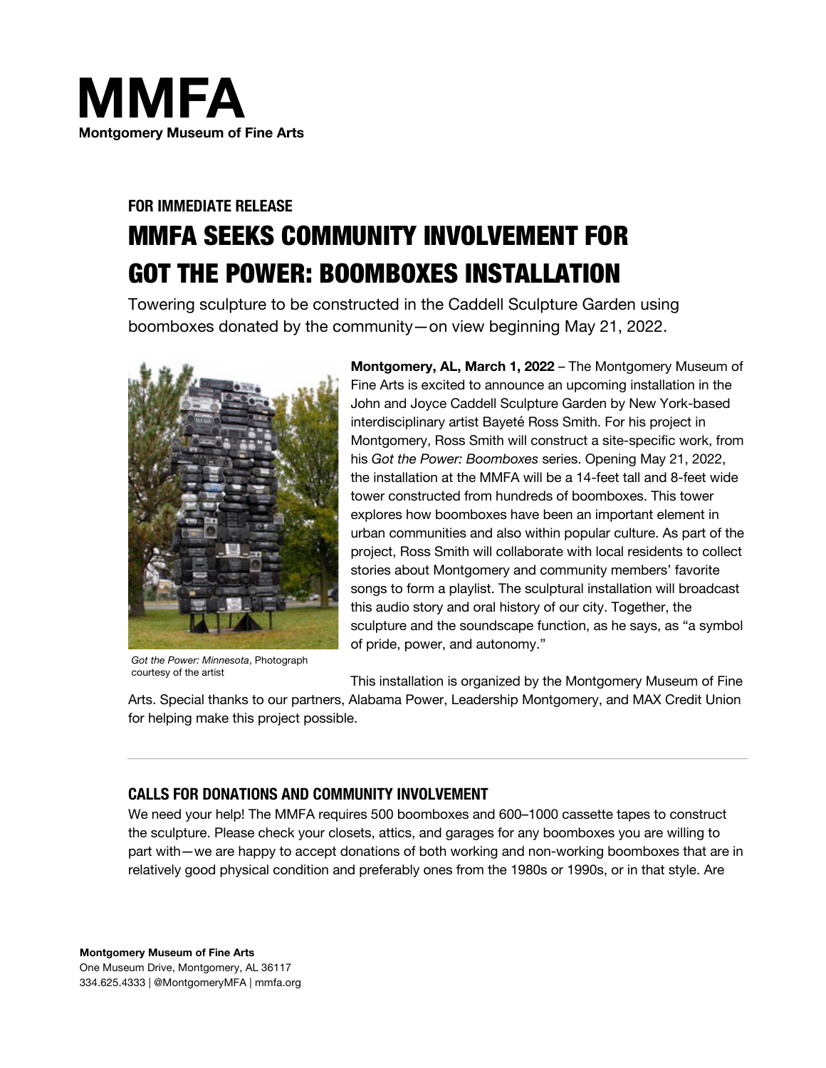# MMFA
**Montgomery Museum of Fine Arts**

**FOR IMMEDIATE RELEASE**

## MMFA SEEKS COMMUNITY INVOLVEMENT FOR GOT THE POWER: BOOMBOXES INSTALLATION

Towering sculpture to be constructed in the Caddell Sculpture Garden using boomboxes donated by the community—on view beginning May 21, 2022.

*Got the Power: Minnesota*, Photograph courtesy of the artist

**Montgomery, AL, March 1, 2022** – The Montgomery Museum of Fine Arts is excited to announce an upcoming installation in the John and Joyce Caddell Sculpture Garden by New York-based interdisciplinary artist Bayeté Ross Smith. For his project in Montgomery, Ross Smith will construct a site-specific work, from his *Got the Power: Boomboxes* series. Opening May 21, 2022, the installation at the MMFA will be a 14-feet tall and 8-feet wide tower constructed from hundreds of boomboxes. This tower explores how boomboxes have been an important element in urban communities and also within popular culture. As part of the project, Ross Smith will collaborate with local residents to collect stories about Montgomery and community members' favorite songs to form a playlist. The sculptural installation will broadcast this audio story and oral history of our city. Together, the sculpture and the soundscape function, as he says, as "a symbol of pride, power, and autonomy."

This installation is organized by the Montgomery Museum of Fine Arts. Special thanks to our partners, Alabama Power, Leadership Montgomery, and MAX Credit Union for helping make this project possible.

---

### CALLS FOR DONATIONS AND COMMUNITY INVOLVEMENT

We need your help! The MMFA requires 500 boomboxes and 600–1000 cassette tapes to construct the sculpture. Please check your closets, attics, and garages for any boomboxes you are willing to part with—we are happy to accept donations of both working and non-working boomboxes that are in relatively good physical condition and preferably ones from the 1980s or 1990s, or in that style. Are

**Montgomery Museum of Fine Arts**
One Museum Drive, Montgomery, AL 36117
334.625.4333 | @MontgomeryMFA | mmfa.org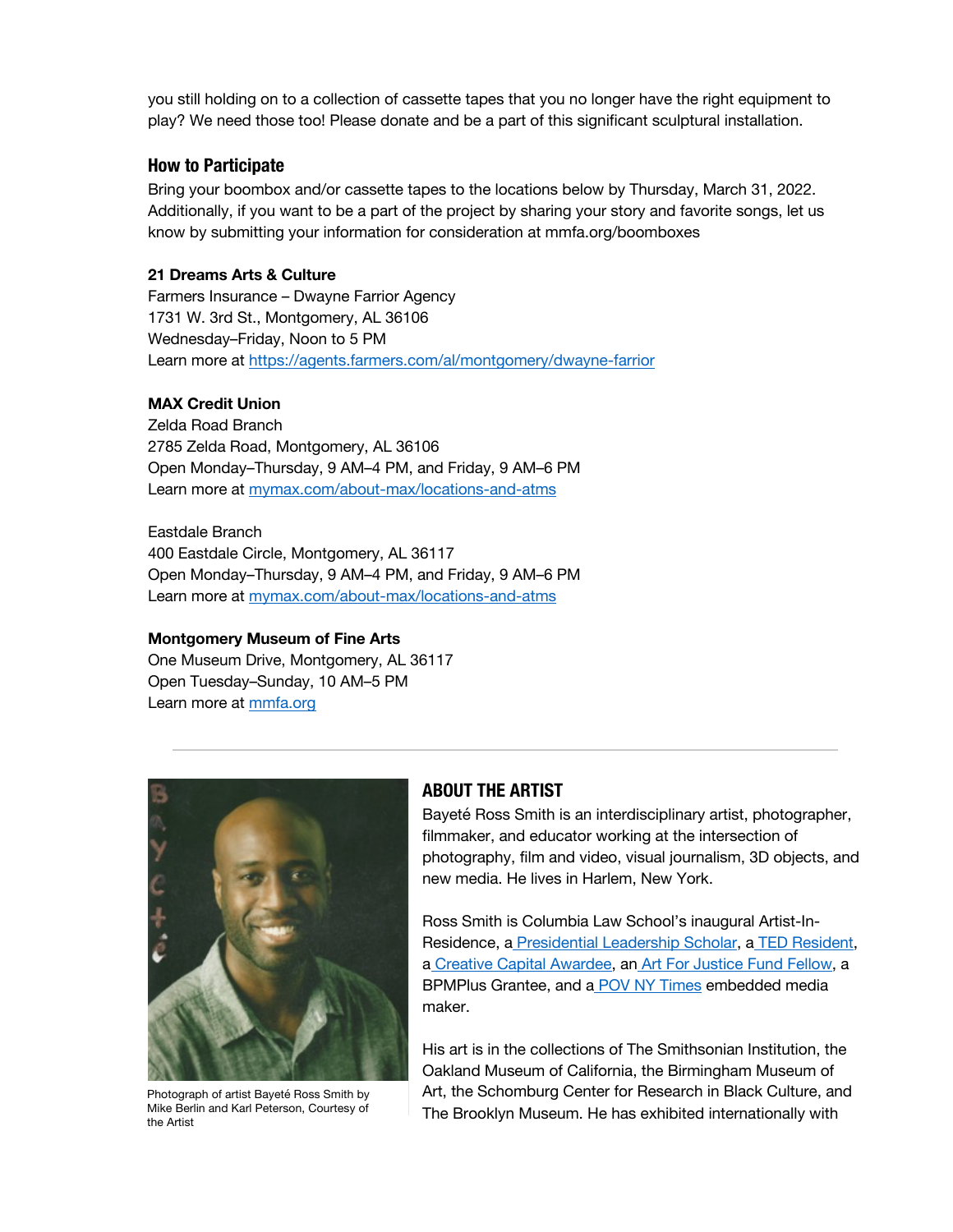you still holding on to a collection of cassette tapes that you no longer have the right equipment to play? We need those too! Please donate and be a part of this significant sculptural installation.

## How to Participate

Bring your boombox and/or cassette tapes to the locations below by Thursday, March 31, 2022. Additionally, if you want to be a part of the project by sharing your story and favorite songs, let us know by submitting your information for consideration at mmfa.org/boomboxes

**21 Dreams Arts & Culture**
Farmers Insurance – Dwayne Farrior Agency
1731 W. 3rd St., Montgomery, AL 36106
Wednesday–Friday, Noon to 5 PM
Learn more at https://agents.farmers.com/al/montgomery/dwayne-farrior

**MAX Credit Union**
Zelda Road Branch
2785 Zelda Road, Montgomery, AL 36106
Open Monday–Thursday, 9 AM–4 PM, and Friday, 9 AM–6 PM
Learn more at mymax.com/about-max/locations-and-atms

Eastdale Branch
400 Eastdale Circle, Montgomery, AL 36117
Open Monday–Thursday, 9 AM–4 PM, and Friday, 9 AM–6 PM
Learn more at mymax.com/about-max/locations-and-atms

**Montgomery Museum of Fine Arts**
One Museum Drive, Montgomery, AL 36117
Open Tuesday–Sunday, 10 AM–5 PM
Learn more at mmfa.org

---

Photograph of artist Bayeté Ross Smith by Mike Berlin and Karl Peterson, Courtesy of the Artist

## ABOUT THE ARTIST

Bayeté Ross Smith is an interdisciplinary artist, photographer, filmmaker, and educator working at the intersection of photography, film and video, visual journalism, 3D objects, and new media. He lives in Harlem, New York.

Ross Smith is Columbia Law School's inaugural Artist-In-Residence, a Presidential Leadership Scholar, a TED Resident, a Creative Capital Awardee, an Art For Justice Fund Fellow, a BPMPlus Grantee, and a POV NY Times embedded media maker.

His art is in the collections of The Smithsonian Institution, the Oakland Museum of California, the Birmingham Museum of Art, the Schomburg Center for Research in Black Culture, and The Brooklyn Museum. He has exhibited internationally with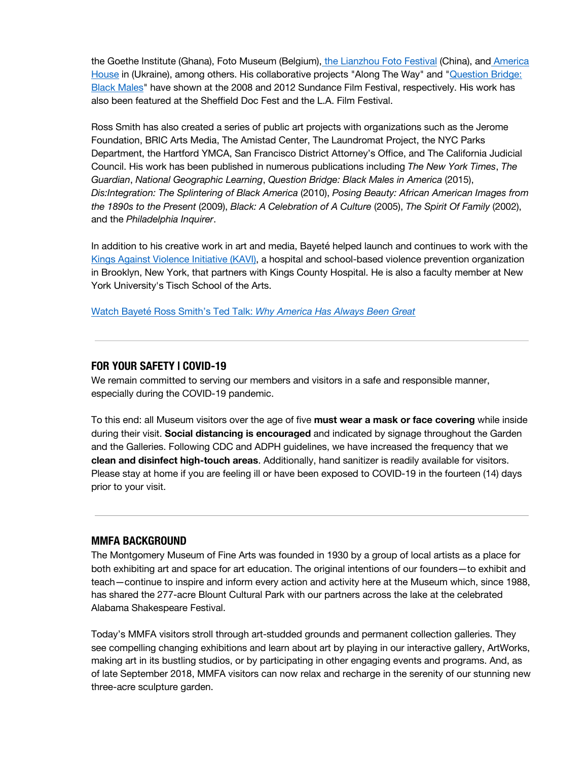the Goethe Institute (Ghana), Foto Museum (Belgium), [the Lianzhou Foto Festival] (China), and [America House] in (Ukraine), among others. His collaborative projects "Along The Way" and "[Question Bridge: Black Males]" have shown at the 2008 and 2012 Sundance Film Festival, respectively. His work has also been featured at the Sheffield Doc Fest and the L.A. Film Festival.

Ross Smith has also created a series of public art projects with organizations such as the Jerome Foundation, BRIC Arts Media, The Amistad Center, The Laundromat Project, the NYC Parks Department, the Hartford YMCA, San Francisco District Attorney's Office, and The California Judicial Council. His work has been published in numerous publications including *The New York Times*, *The Guardian*, *National Geographic Learning*, *Question Bridge: Black Males in America* (2015), *Dis:Integration: The Splintering of Black America* (2010), *Posing Beauty: African American Images from the 1890s to the Present* (2009), *Black: A Celebration of A Culture* (2005), *The Spirit Of Family* (2002), and the *Philadelphia Inquirer*.

In addition to his creative work in art and media, Bayeté helped launch and continues to work with the [Kings Against Violence Initiative (KAVI)], a hospital and school-based violence prevention organization in Brooklyn, New York, that partners with Kings County Hospital. He is also a faculty member at New York University's Tisch School of the Arts.

[Watch Bayeté Ross Smith's Ted Talk: *Why America Has Always Been Great*]

---

## FOR YOUR SAFETY | COVID-19

We remain committed to serving our members and visitors in a safe and responsible manner, especially during the COVID-19 pandemic.

To this end: all Museum visitors over the age of five **must wear a mask or face covering** while inside during their visit. **Social distancing is encouraged** and indicated by signage throughout the Garden and the Galleries. Following CDC and ADPH guidelines, we have increased the frequency that we **clean and disinfect high-touch areas**. Additionally, hand sanitizer is readily available for visitors. Please stay at home if you are feeling ill or have been exposed to COVID-19 in the fourteen (14) days prior to your visit.

---

## MMFA BACKGROUND

The Montgomery Museum of Fine Arts was founded in 1930 by a group of local artists as a place for both exhibiting art and space for art education. The original intentions of our founders—to exhibit and teach—continue to inspire and inform every action and activity here at the Museum which, since 1988, has shared the 277-acre Blount Cultural Park with our partners across the lake at the celebrated Alabama Shakespeare Festival.

Today's MMFA visitors stroll through art-studded grounds and permanent collection galleries. They see compelling changing exhibitions and learn about art by playing in our interactive gallery, ArtWorks, making art in its bustling studios, or by participating in other engaging events and programs. And, as of late September 2018, MMFA visitors can now relax and recharge in the serenity of our stunning new three-acre sculpture garden.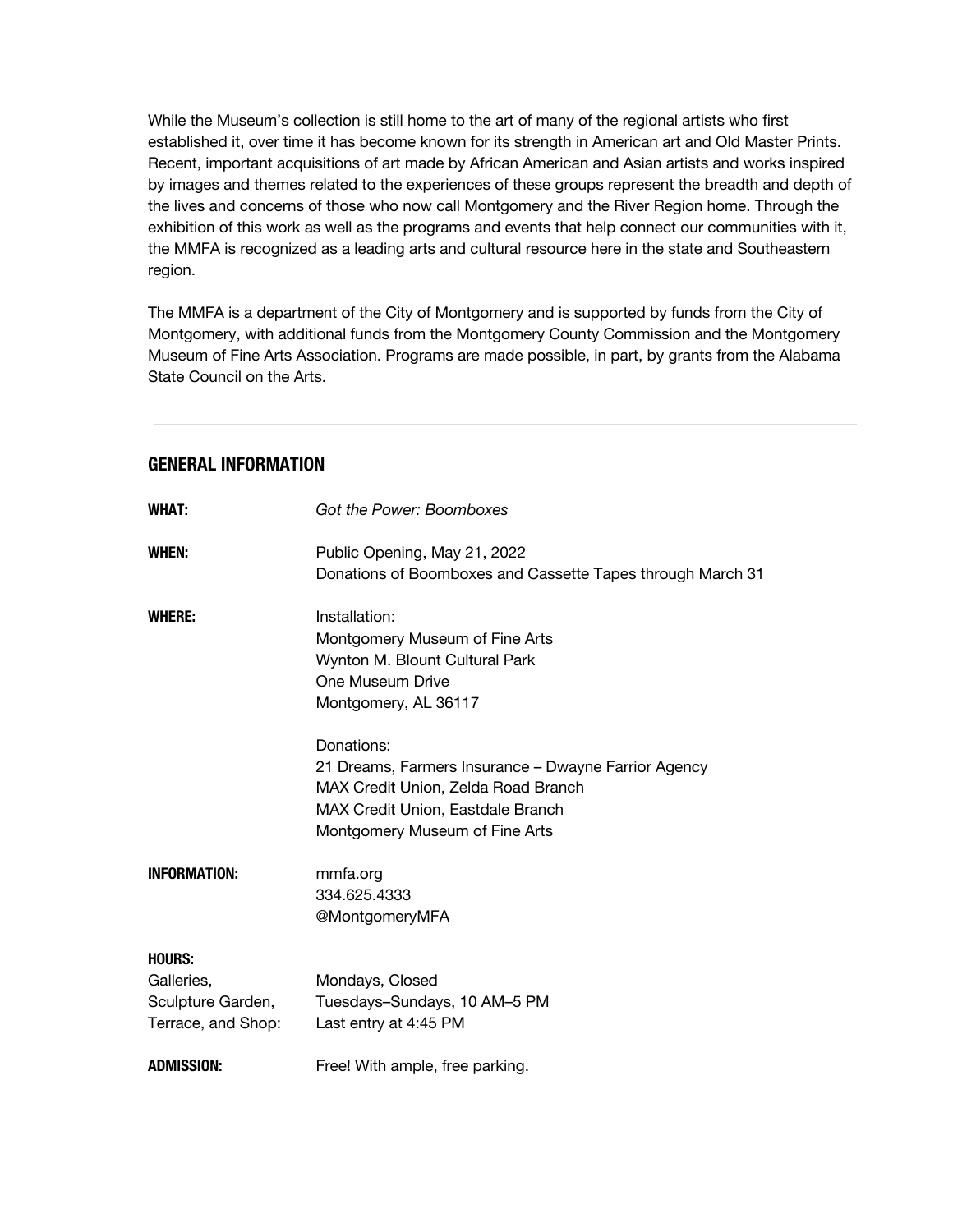While the Museum's collection is still home to the art of many of the regional artists who first established it, over time it has become known for its strength in American art and Old Master Prints. Recent, important acquisitions of art made by African American and Asian artists and works inspired by images and themes related to the experiences of these groups represent the breadth and depth of the lives and concerns of those who now call Montgomery and the River Region home. Through the exhibition of this work as well as the programs and events that help connect our communities with it, the MMFA is recognized as a leading arts and cultural resource here in the state and Southeastern region.

The MMFA is a department of the City of Montgomery and is supported by funds from the City of Montgomery, with additional funds from the Montgomery County Commission and the Montgomery Museum of Fine Arts Association. Programs are made possible, in part, by grants from the Alabama State Council on the Arts.

---

## GENERAL INFORMATION

**WHAT:** *Got the Power: Boomboxes*

**WHEN:**
Public Opening, May 21, 2022
Donations of Boomboxes and Cassette Tapes through March 31

**WHERE:**

Installation:
Montgomery Museum of Fine Arts
Wynton M. Blount Cultural Park
One Museum Drive
Montgomery, AL 36117

Donations:
21 Dreams, Farmers Insurance – Dwayne Farrior Agency
MAX Credit Union, Zelda Road Branch
MAX Credit Union, Eastdale Branch
Montgomery Museum of Fine Arts

**INFORMATION:**
mmfa.org
334.625.4333
@MontgomeryMFA

**HOURS:**
Galleries, Sculpture Garden, Terrace, and Shop:
Mondays, Closed
Tuesdays–Sundays, 10 AM–5 PM
Last entry at 4:45 PM

**ADMISSION:** Free! With ample, free parking.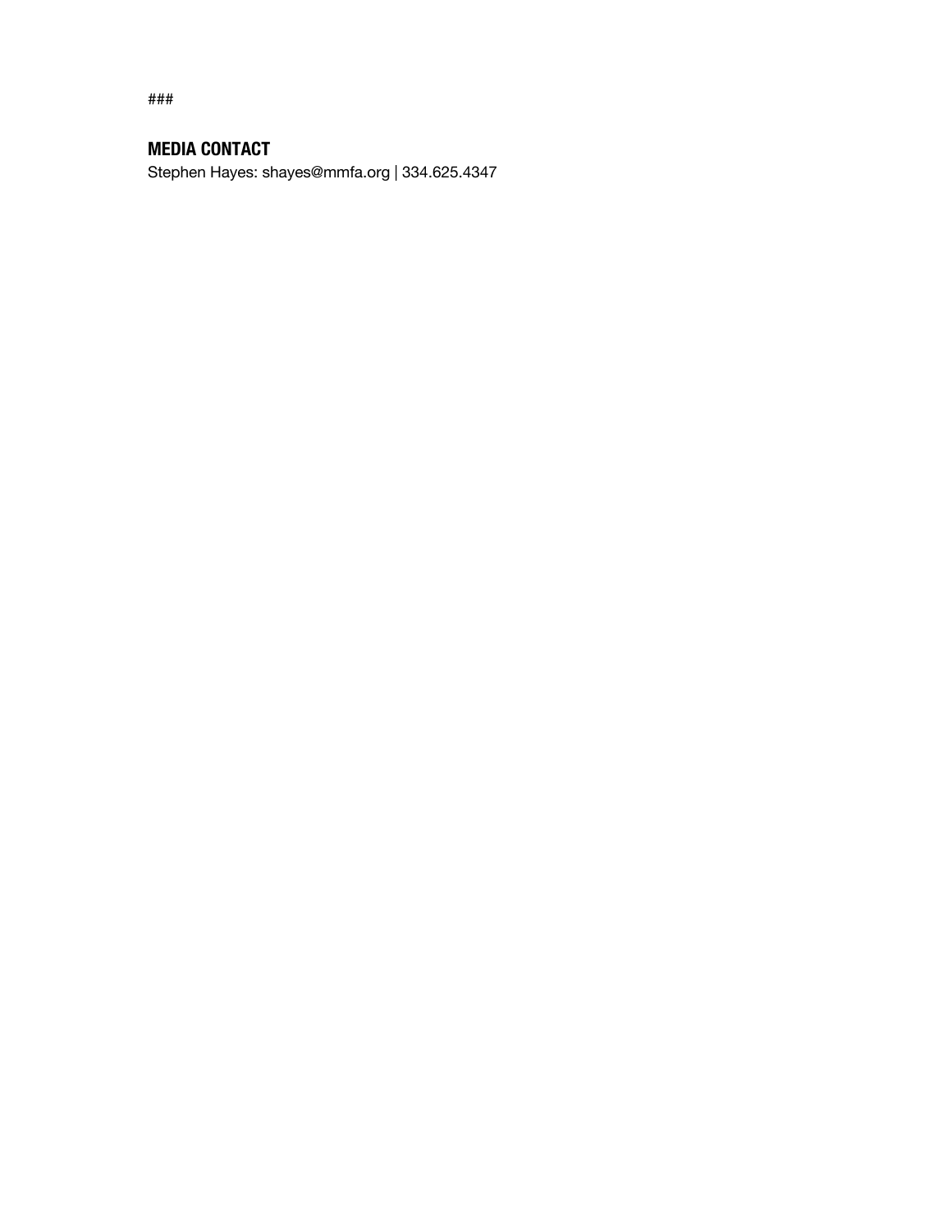###

**MEDIA CONTACT**
Stephen Hayes: shayes@mmfa.org | 334.625.4347